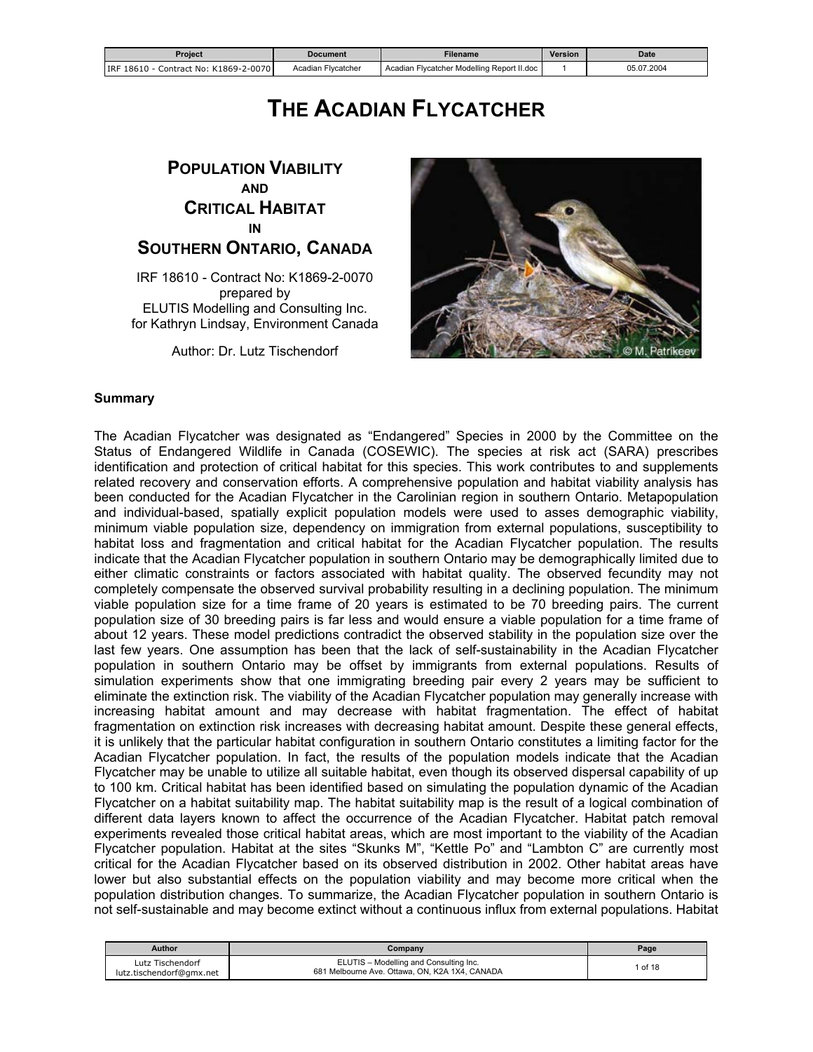# THE ACADIAN FLYCATCHER

## POPULATION VIABILITY AND CRITICAL HABITAT IN SOUTHERN ONTARIO, CANADA

IRF 18610 - Contract No: K1869-2-0070
prepared by
ELUTIS Modelling and Consulting Inc.
for Kathryn Lindsay, Environment Canada

Author: Dr. Lutz Tischendorf

© M. Patrikeev

### Summary

The Acadian Flycatcher was designated as "Endangered" Species in 2000 by the Committee on the Status of Endangered Wildlife in Canada (COSEWIC). The species at risk act (SARA) prescribes identification and protection of critical habitat for this species. This work contributes to and supplements related recovery and conservation efforts. A comprehensive population and habitat viability analysis has been conducted for the Acadian Flycatcher in the Carolinian region in southern Ontario. Metapopulation and individual-based, spatially explicit population models were used to asses demographic viability, minimum viable population size, dependency on immigration from external populations, susceptibility to habitat loss and fragmentation and critical habitat for the Acadian Flycatcher population. The results indicate that the Acadian Flycatcher population in southern Ontario may be demographically limited due to either climatic constraints or factors associated with habitat quality. The observed fecundity may not completely compensate the observed survival probability resulting in a declining population. The minimum viable population size for a time frame of 20 years is estimated to be 70 breeding pairs. The current population size of 30 breeding pairs is far less and would ensure a viable population for a time frame of about 12 years. These model predictions contradict the observed stability in the population size over the last few years. One assumption has been that the lack of self-sustainability in the Acadian Flycatcher population in southern Ontario may be offset by immigrants from external populations. Results of simulation experiments show that one immigrating breeding pair every 2 years may be sufficient to eliminate the extinction risk. The viability of the Acadian Flycatcher population may generally increase with increasing habitat amount and may decrease with habitat fragmentation. The effect of habitat fragmentation on extinction risk increases with decreasing habitat amount. Despite these general effects, it is unlikely that the particular habitat configuration in southern Ontario constitutes a limiting factor for the Acadian Flycatcher population. In fact, the results of the population models indicate that the Acadian Flycatcher may be unable to utilize all suitable habitat, even though its observed dispersal capability of up to 100 km. Critical habitat has been identified based on simulating the population dynamic of the Acadian Flycatcher on a habitat suitability map. The habitat suitability map is the result of a logical combination of different data layers known to affect the occurrence of the Acadian Flycatcher. Habitat patch removal experiments revealed those critical habitat areas, which are most important to the viability of the Acadian Flycatcher population. Habitat at the sites "Skunks M", "Kettle Po" and "Lambton C" are currently most critical for the Acadian Flycatcher based on its observed distribution in 2002. Other habitat areas have lower but also substantial effects on the population viability and may become more critical when the population distribution changes. To summarize, the Acadian Flycatcher population in southern Ontario is not self-sustainable and may become extinct without a continuous influx from external populations. Habitat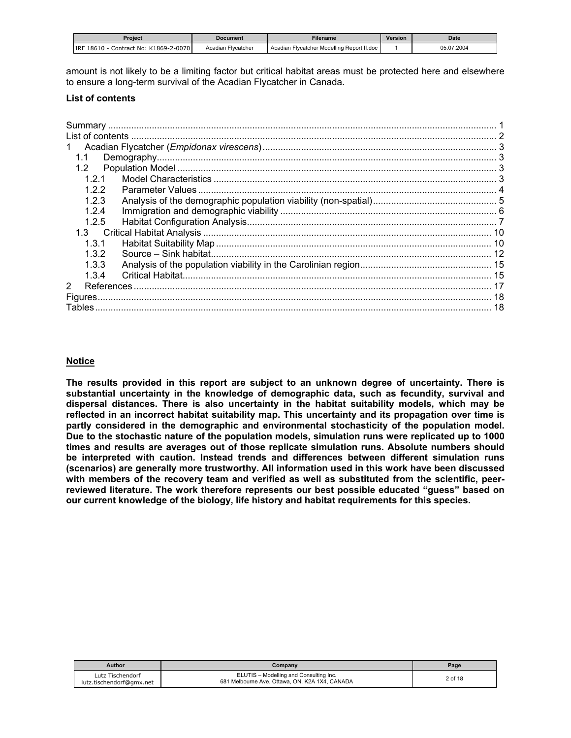amount is not likely to be a limiting factor but critical habitat areas must be protected here and elsewhere to ensure a long-term survival of the Acadian Flycatcher in Canada.

**List of contents**

- Summary ..... 1
- List of contents ..... 2
- 1 Acadian Flycatcher (*Empidonax virescens*) ..... 3
  - 1.1 Demography ..... 3
  - 1.2 Population Model ..... 3
    - 1.2.1 Model Characteristics ..... 3
    - 1.2.2 Parameter Values ..... 4
    - 1.2.3 Analysis of the demographic population viability (non-spatial) ..... 5
    - 1.2.4 Immigration and demographic viability ..... 6
    - 1.2.5 Habitat Configuration Analysis ..... 7
  - 1.3 Critical Habitat Analysis ..... 10
    - 1.3.1 Habitat Suitability Map ..... 10
    - 1.3.2 Source – Sink habitat ..... 12
    - 1.3.3 Analysis of the population viability in the Carolinian region ..... 15
    - 1.3.4 Critical Habitat ..... 15
- 2 References ..... 17
- Figures ..... 18
- Tables ..... 18

**Notice**

**The results provided in this report are subject to an unknown degree of uncertainty. There is substantial uncertainty in the knowledge of demographic data, such as fecundity, survival and dispersal distances. There is also uncertainty in the habitat suitability models, which may be reflected in an incorrect habitat suitability map. This uncertainty and its propagation over time is partly considered in the demographic and environmental stochasticity of the population model. Due to the stochastic nature of the population models, simulation runs were replicated up to 1000 times and results are averages out of those replicate simulation runs. Absolute numbers should be interpreted with caution. Instead trends and differences between different simulation runs (scenarios) are generally more trustworthy. All information used in this work have been discussed with members of the recovery team and verified as well as substituted from the scientific, peer-reviewed literature. The work therefore represents our best possible educated "guess" based on our current knowledge of the biology, life history and habitat requirements for this species.**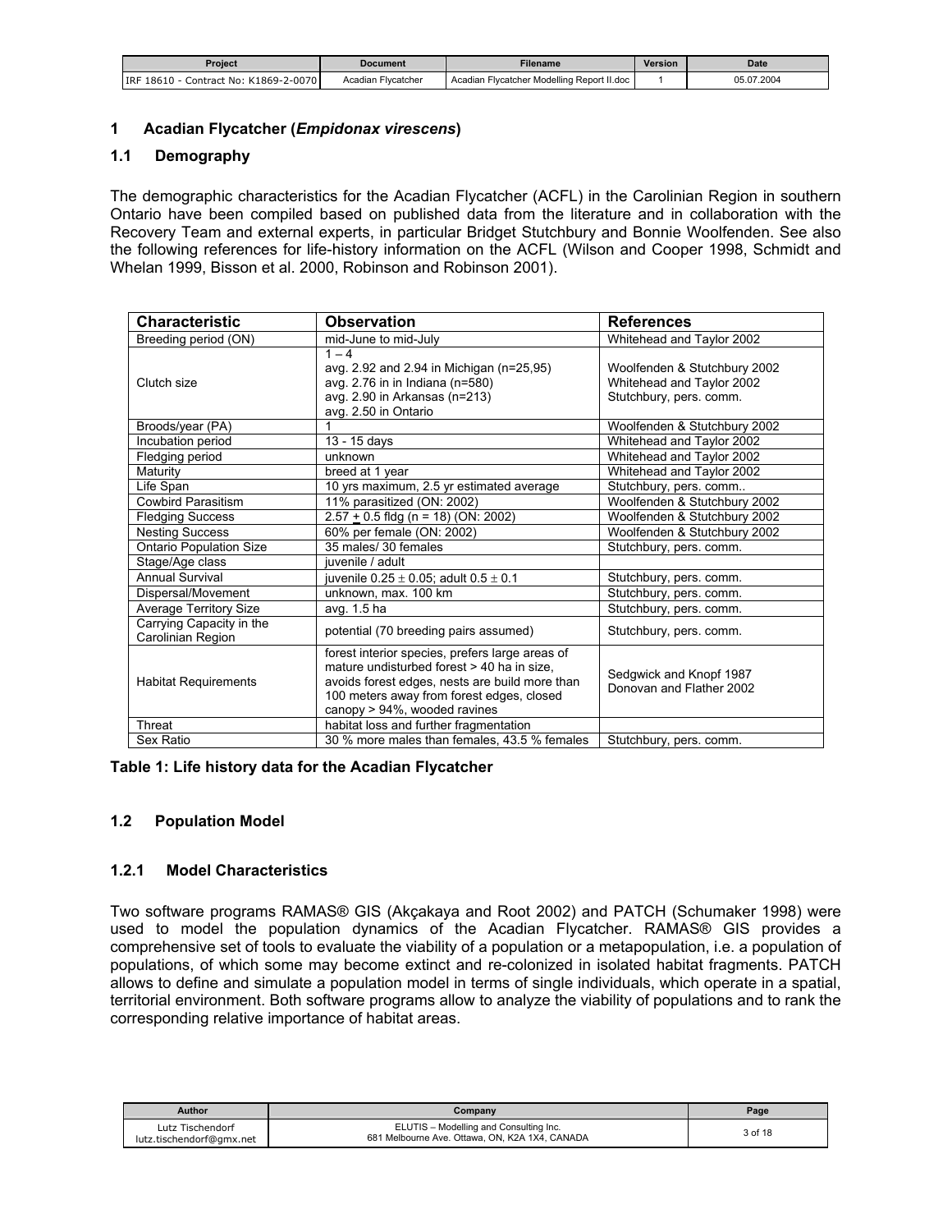## 1 Acadian Flycatcher (*Empidonax virescens*)

### 1.1 Demography

The demographic characteristics for the Acadian Flycatcher (ACFL) in the Carolinian Region in southern Ontario have been compiled based on published data from the literature and in collaboration with the Recovery Team and external experts, in particular Bridget Stutchbury and Bonnie Woolfenden. See also the following references for life-history information on the ACFL (Wilson and Cooper 1998, Schmidt and Whelan 1999, Bisson et al. 2000, Robinson and Robinson 2001).

| Characteristic | Observation | References |
|---|---|---|
| Breeding period (ON) | mid-June to mid-July | Whitehead and Taylor 2002 |
| Clutch size | 1 – 4<br>avg. 2.92 and 2.94 in Michigan (n=25,95)<br>avg. 2.76 in in Indiana (n=580)<br>avg. 2.90 in Arkansas (n=213)<br>avg. 2.50 in Ontario | Woolfenden & Stutchbury 2002<br>Whitehead and Taylor 2002<br>Stutchbury, pers. comm. |
| Broods/year (PA) | 1 | Woolfenden & Stutchbury 2002 |
| Incubation period | 13 - 15 days | Whitehead and Taylor 2002 |
| Fledging period | unknown | Whitehead and Taylor 2002 |
| Maturity | breed at 1 year | Whitehead and Taylor 2002 |
| Life Span | 10 yrs maximum, 2.5 yr estimated average | Stutchbury, pers. comm.. |
| Cowbird Parasitism | 11% parasitized (ON: 2002) | Woolfenden & Stutchbury 2002 |
| Fledging Success | 2.57 $\pm$ 0.5 fldg (n = 18) (ON: 2002) | Woolfenden & Stutchbury 2002 |
| Nesting Success | 60% per female (ON: 2002) | Woolfenden & Stutchbury 2002 |
| Ontario Population Size | 35 males/ 30 females | Stutchbury, pers. comm. |
| Stage/Age class | juvenile / adult | |
| Annual Survival | juvenile 0.25 $\pm$ 0.05; adult 0.5 $\pm$ 0.1 | Stutchbury, pers. comm. |
| Dispersal/Movement | unknown, max. 100 km | Stutchbury, pers. comm. |
| Average Territory Size | avg. 1.5 ha | Stutchbury, pers. comm. |
| Carrying Capacity in the Carolinian Region | potential (70 breeding pairs assumed) | Stutchbury, pers. comm. |
| Habitat Requirements | forest interior species, prefers large areas of mature undisturbed forest > 40 ha in size, avoids forest edges, nests are build more than 100 meters away from forest edges, closed canopy > 94%, wooded ravines | Sedgwick and Knopf 1987<br>Donovan and Flather 2002 |
| Threat | habitat loss and further fragmentation | |
| Sex Ratio | 30 % more males than females, 43.5 % females | Stutchbury, pers. comm. |

**Table 1: Life history data for the Acadian Flycatcher**

### 1.2 Population Model

#### 1.2.1 Model Characteristics

Two software programs RAMAS® GIS (Akçakaya and Root 2002) and PATCH (Schumaker 1998) were used to model the population dynamics of the Acadian Flycatcher. RAMAS® GIS provides a comprehensive set of tools to evaluate the viability of a population or a metapopulation, i.e. a population of populations, of which some may become extinct and re-colonized in isolated habitat fragments. PATCH allows to define and simulate a population model in terms of single individuals, which operate in a spatial, territorial environment. Both software programs allow to analyze the viability of populations and to rank the corresponding relative importance of habitat areas.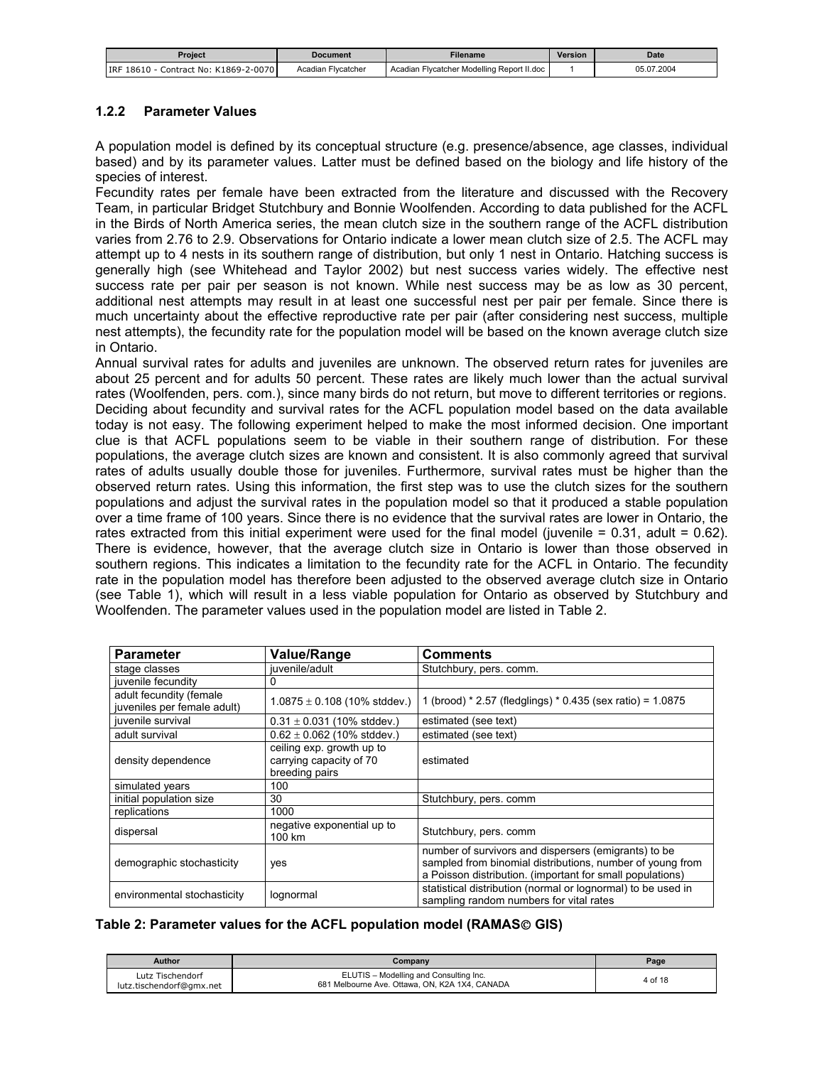### 1.2.2 Parameter Values

A population model is defined by its conceptual structure (e.g. presence/absence, age classes, individual based) and by its parameter values. Latter must be defined based on the biology and life history of the species of interest.

Fecundity rates per female have been extracted from the literature and discussed with the Recovery Team, in particular Bridget Stutchbury and Bonnie Woolfenden. According to data published for the ACFL in the Birds of North America series, the mean clutch size in the southern range of the ACFL distribution varies from 2.76 to 2.9. Observations for Ontario indicate a lower mean clutch size of 2.5. The ACFL may attempt up to 4 nests in its southern range of distribution, but only 1 nest in Ontario. Hatching success is generally high (see Whitehead and Taylor 2002) but nest success varies widely. The effective nest success rate per pair per season is not known. While nest success may be as low as 30 percent, additional nest attempts may result in at least one successful nest per pair per female. Since there is much uncertainty about the effective reproductive rate per pair (after considering nest success, multiple nest attempts), the fecundity rate for the population model will be based on the known average clutch size in Ontario.

Annual survival rates for adults and juveniles are unknown. The observed return rates for juveniles are about 25 percent and for adults 50 percent. These rates are likely much lower than the actual survival rates (Woolfenden, pers. com.), since many birds do not return, but move to different territories or regions. Deciding about fecundity and survival rates for the ACFL population model based on the data available today is not easy. The following experiment helped to make the most informed decision. One important clue is that ACFL populations seem to be viable in their southern range of distribution. For these populations, the average clutch sizes are known and consistent. It is also commonly agreed that survival rates of adults usually double those for juveniles. Furthermore, survival rates must be higher than the observed return rates. Using this information, the first step was to use the clutch sizes for the southern populations and adjust the survival rates in the population model so that it produced a stable population over a time frame of 100 years. Since there is no evidence that the survival rates are lower in Ontario, the rates extracted from this initial experiment were used for the final model (juvenile = 0.31, adult = 0.62). There is evidence, however, that the average clutch size in Ontario is lower than those observed in southern regions. This indicates a limitation to the fecundity rate for the ACFL in Ontario. The fecundity rate in the population model has therefore been adjusted to the observed average clutch size in Ontario (see Table 1), which will result in a less viable population for Ontario as observed by Stutchbury and Woolfenden. The parameter values used in the population model are listed in Table 2.

| Parameter | Value/Range | Comments |
|---|---|---|
| stage classes | juvenile/adult | Stutchbury, pers. comm. |
| juvenile fecundity | 0 | |
| adult fecundity (female juveniles per female adult) | $1.0875 \pm 0.108$ (10% stddev.) | 1 (brood) * 2.57 (fledglings) * 0.435 (sex ratio) = 1.0875 |
| juvenile survival | $0.31 \pm 0.031$ (10% stddev.) | estimated (see text) |
| adult survival | $0.62 \pm 0.062$ (10% stddev.) | estimated (see text) |
| density dependence | ceiling exp. growth up to carrying capacity of 70 breeding pairs | estimated |
| simulated years | 100 | |
| initial population size | 30 | Stutchbury, pers. comm |
| replications | 1000 | |
| dispersal | negative exponential up to 100 km | Stutchbury, pers. comm |
| demographic stochasticity | yes | number of survivors and dispersers (emigrants) to be sampled from binomial distributions, number of young from a Poisson distribution. (important for small populations) |
| environmental stochasticity | lognormal | statistical distribution (normal or lognormal) to be used in sampling random numbers for vital rates |

**Table 2: Parameter values for the ACFL population model (RAMAS© GIS)**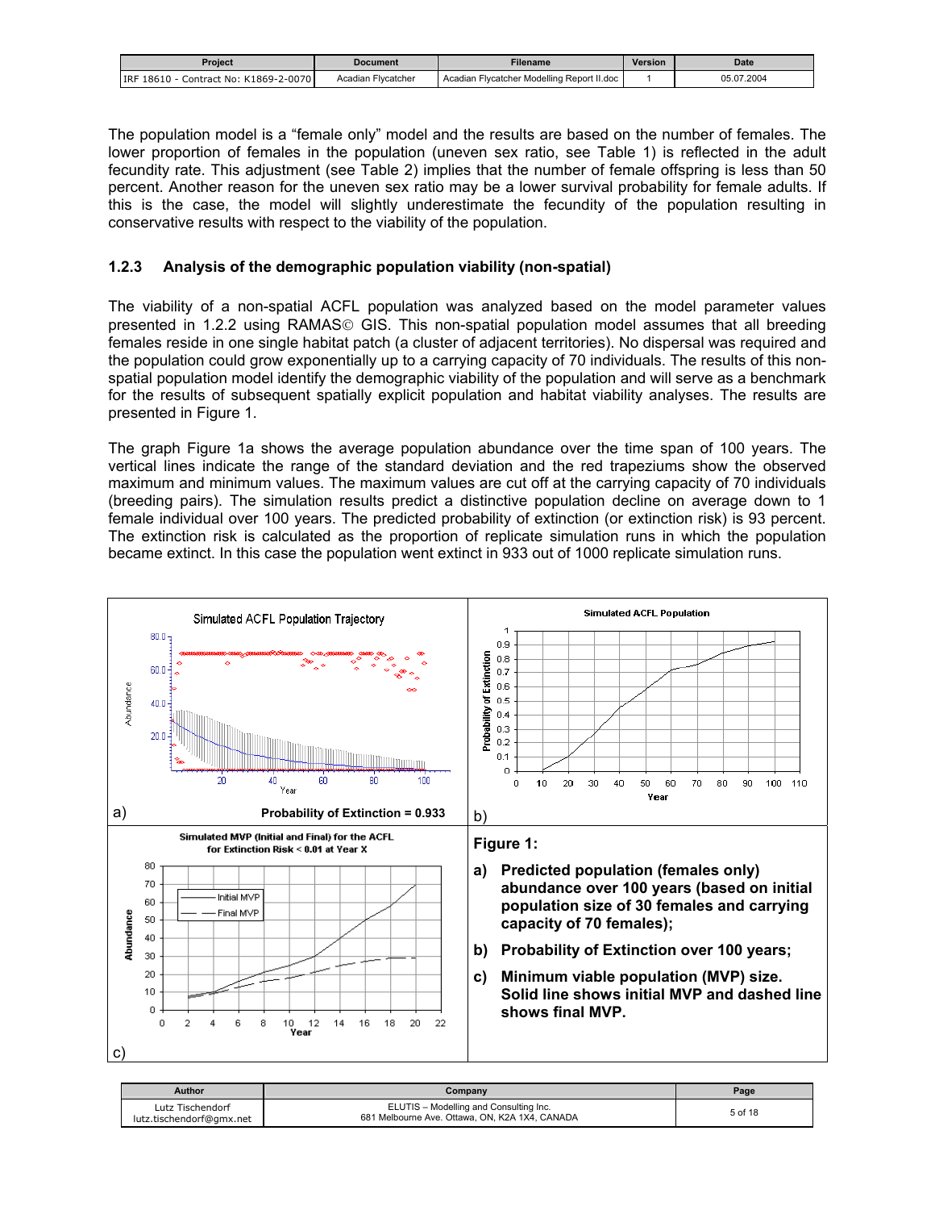The population model is a "female only" model and the results are based on the number of females. The lower proportion of females in the population (uneven sex ratio, see Table 1) is reflected in the adult fecundity rate. This adjustment (see Table 2) implies that the number of female offspring is less than 50 percent. Another reason for the uneven sex ratio may be a lower survival probability for female adults. If this is the case, the model will slightly underestimate the fecundity of the population resulting in conservative results with respect to the viability of the population.

### 1.2.3 Analysis of the demographic population viability (non-spatial)

The viability of a non-spatial ACFL population was analyzed based on the model parameter values presented in 1.2.2 using RAMAS© GIS. This non-spatial population model assumes that all breeding females reside in one single habitat patch (a cluster of adjacent territories). No dispersal was required and the population could grow exponentially up to a carrying capacity of 70 individuals. The results of this non-spatial population model identify the demographic viability of the population and will serve as a benchmark for the results of subsequent spatially explicit population and habitat viability analyses. The results are presented in Figure 1.

The graph Figure 1a shows the average population abundance over the time span of 100 years. The vertical lines indicate the range of the standard deviation and the red trapeziums show the observed maximum and minimum values. The maximum values are cut off at the carrying capacity of 70 individuals (breeding pairs). The simulation results predict a distinctive population decline on average down to 1 female individual over 100 years. The predicted probability of extinction (or extinction risk) is 93 percent. The extinction risk is calculated as the proportion of replicate simulation runs in which the population became extinct. In this case the population went extinct in 933 out of 1000 replicate simulation runs.

a) Probability of Extinction = 0.933

**Figure 1:**

**a) Predicted population (females only) abundance over 100 years (based on initial population size of 30 females and carrying capacity of 70 females);**

**b) Probability of Extinction over 100 years;**

**c) Minimum viable population (MVP) size. Solid line shows initial MVP and dashed line shows final MVP.**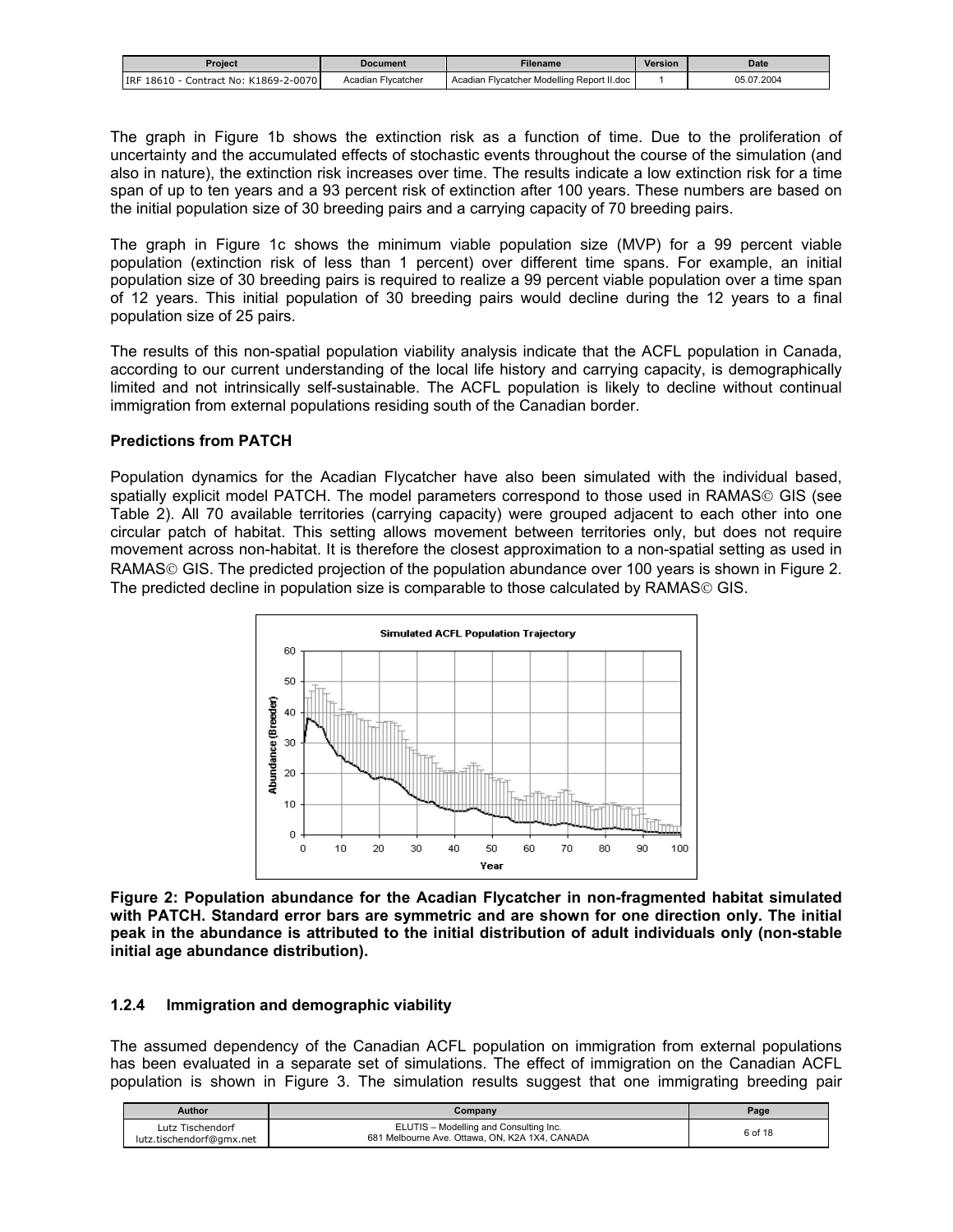The graph in Figure 1b shows the extinction risk as a function of time. Due to the proliferation of uncertainty and the accumulated effects of stochastic events throughout the course of the simulation (and also in nature), the extinction risk increases over time. The results indicate a low extinction risk for a time span of up to ten years and a 93 percent risk of extinction after 100 years. These numbers are based on the initial population size of 30 breeding pairs and a carrying capacity of 70 breeding pairs.

The graph in Figure 1c shows the minimum viable population size (MVP) for a 99 percent viable population (extinction risk of less than 1 percent) over different time spans. For example, an initial population size of 30 breeding pairs is required to realize a 99 percent viable population over a time span of 12 years. This initial population of 30 breeding pairs would decline during the 12 years to a final population size of 25 pairs.

The results of this non-spatial population viability analysis indicate that the ACFL population in Canada, according to our current understanding of the local life history and carrying capacity, is demographically limited and not intrinsically self-sustainable. The ACFL population is likely to decline without continual immigration from external populations residing south of the Canadian border.

**Predictions from PATCH**

Population dynamics for the Acadian Flycatcher have also been simulated with the individual based, spatially explicit model PATCH. The model parameters correspond to those used in RAMAS© GIS (see Table 2). All 70 available territories (carrying capacity) were grouped adjacent to each other into one circular patch of habitat. This setting allows movement between territories only, but does not require movement across non-habitat. It is therefore the closest approximation to a non-spatial setting as used in RAMAS© GIS. The predicted projection of the population abundance over 100 years is shown in Figure 2. The predicted decline in population size is comparable to those calculated by RAMAS© GIS.

**Figure 2: Population abundance for the Acadian Flycatcher in non-fragmented habitat simulated with PATCH. Standard error bars are symmetric and are shown for one direction only. The initial peak in the abundance is attributed to the initial distribution of adult individuals only (non-stable initial age abundance distribution).**

### 1.2.4 Immigration and demographic viability

The assumed dependency of the Canadian ACFL population on immigration from external populations has been evaluated in a separate set of simulations. The effect of immigration on the Canadian ACFL population is shown in Figure 3. The simulation results suggest that one immigrating breeding pair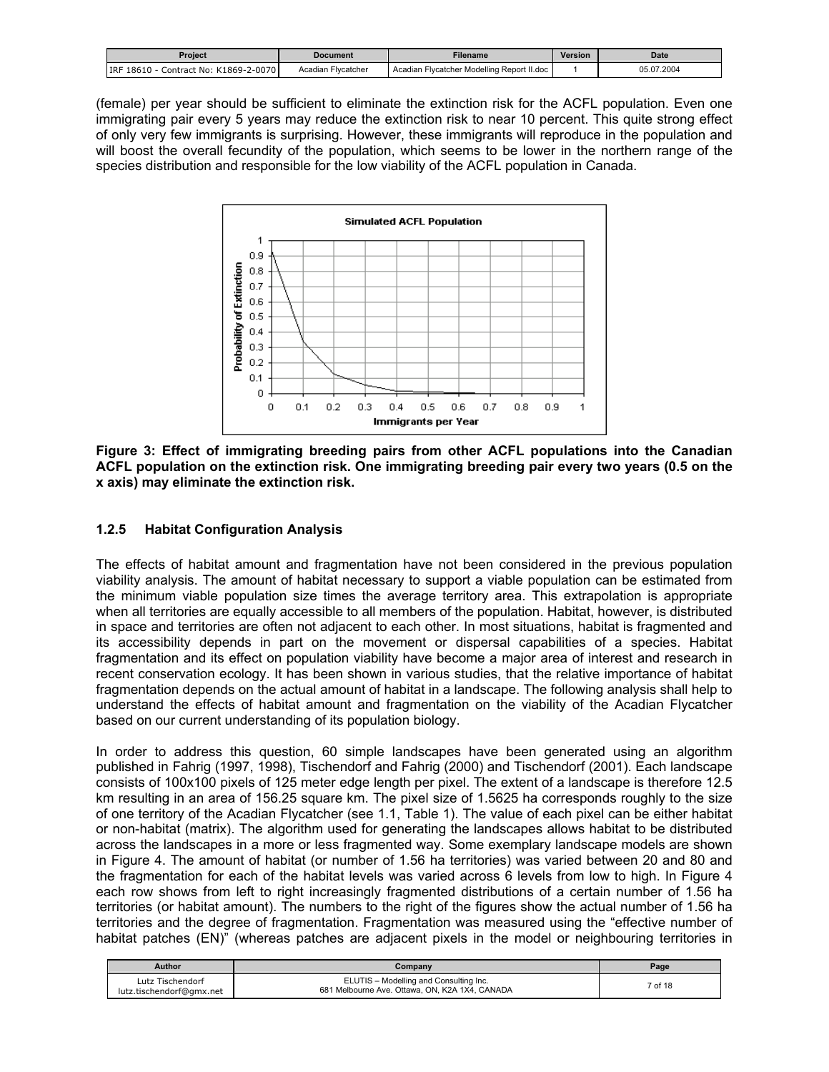(female) per year should be sufficient to eliminate the extinction risk for the ACFL population. Even one immigrating pair every 5 years may reduce the extinction risk to near 10 percent. This quite strong effect of only very few immigrants is surprising. However, these immigrants will reproduce in the population and will boost the overall fecundity of the population, which seems to be lower in the northern range of the species distribution and responsible for the low viability of the ACFL population in Canada.

**Figure 3: Effect of immigrating breeding pairs from other ACFL populations into the Canadian ACFL population on the extinction risk. One immigrating breeding pair every two years (0.5 on the x axis) may eliminate the extinction risk.**

### 1.2.5 Habitat Configuration Analysis

The effects of habitat amount and fragmentation have not been considered in the previous population viability analysis. The amount of habitat necessary to support a viable population can be estimated from the minimum viable population size times the average territory area. This extrapolation is appropriate when all territories are equally accessible to all members of the population. Habitat, however, is distributed in space and territories are often not adjacent to each other. In most situations, habitat is fragmented and its accessibility depends in part on the movement or dispersal capabilities of a species. Habitat fragmentation and its effect on population viability have become a major area of interest and research in recent conservation ecology. It has been shown in various studies, that the relative importance of habitat fragmentation depends on the actual amount of habitat in a landscape. The following analysis shall help to understand the effects of habitat amount and fragmentation on the viability of the Acadian Flycatcher based on our current understanding of its population biology.

In order to address this question, 60 simple landscapes have been generated using an algorithm published in Fahrig (1997, 1998), Tischendorf and Fahrig (2000) and Tischendorf (2001). Each landscape consists of 100x100 pixels of 125 meter edge length per pixel. The extent of a landscape is therefore 12.5 km resulting in an area of 156.25 square km. The pixel size of 1.5625 ha corresponds roughly to the size of one territory of the Acadian Flycatcher (see 1.1, Table 1). The value of each pixel can be either habitat or non-habitat (matrix). The algorithm used for generating the landscapes allows habitat to be distributed across the landscapes in a more or less fragmented way. Some exemplary landscape models are shown in Figure 4. The amount of habitat (or number of 1.56 ha territories) was varied between 20 and 80 and the fragmentation for each of the habitat levels was varied across 6 levels from low to high. In Figure 4 each row shows from left to right increasingly fragmented distributions of a certain number of 1.56 ha territories (or habitat amount). The numbers to the right of the figures show the actual number of 1.56 ha territories and the degree of fragmentation. Fragmentation was measured using the “effective number of habitat patches (EN)” (whereas patches are adjacent pixels in the model or neighbouring territories in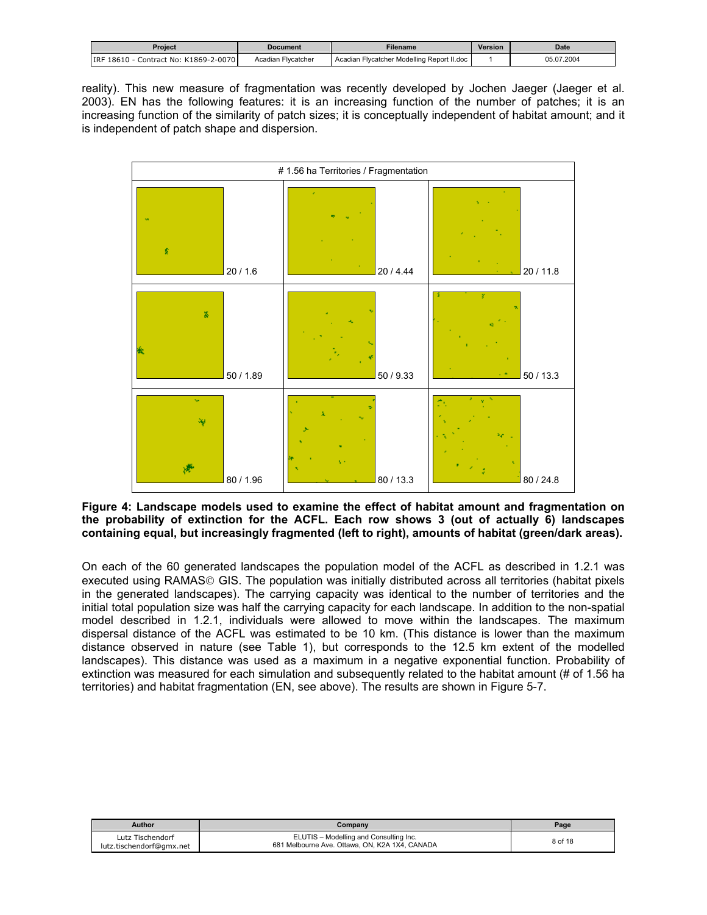reality). This new measure of fragmentation was recently developed by Jochen Jaeger (Jaeger et al. 2003). EN has the following features: it is an increasing function of the number of patches; it is an increasing function of the similarity of patch sizes; it is conceptually independent of habitat amount; and it is independent of patch shape and dispersion.

| # 1.56 ha Territories / Fragmentation | | |
|---|---|---|
| 20 / 1.6 | 20 / 4.44 | 20 / 11.8 |
| 50 / 1.89 | 50 / 9.33 | 50 / 13.3 |
| 80 / 1.96 | 80 / 13.3 | 80 / 24.8 |

**Figure 4: Landscape models used to examine the effect of habitat amount and fragmentation on the probability of extinction for the ACFL. Each row shows 3 (out of actually 6) landscapes containing equal, but increasingly fragmented (left to right), amounts of habitat (green/dark areas).**

On each of the 60 generated landscapes the population model of the ACFL as described in 1.2.1 was executed using RAMAS© GIS. The population was initially distributed across all territories (habitat pixels in the generated landscapes). The carrying capacity was identical to the number of territories and the initial total population size was half the carrying capacity for each landscape. In addition to the non-spatial model described in 1.2.1, individuals were allowed to move within the landscapes. The maximum dispersal distance of the ACFL was estimated to be 10 km. (This distance is lower than the maximum distance observed in nature (see Table 1), but corresponds to the 12.5 km extent of the modelled landscapes). This distance was used as a maximum in a negative exponential function. Probability of extinction was measured for each simulation and subsequently related to the habitat amount (# of 1.56 ha territories) and habitat fragmentation (EN, see above). The results are shown in Figure 5-7.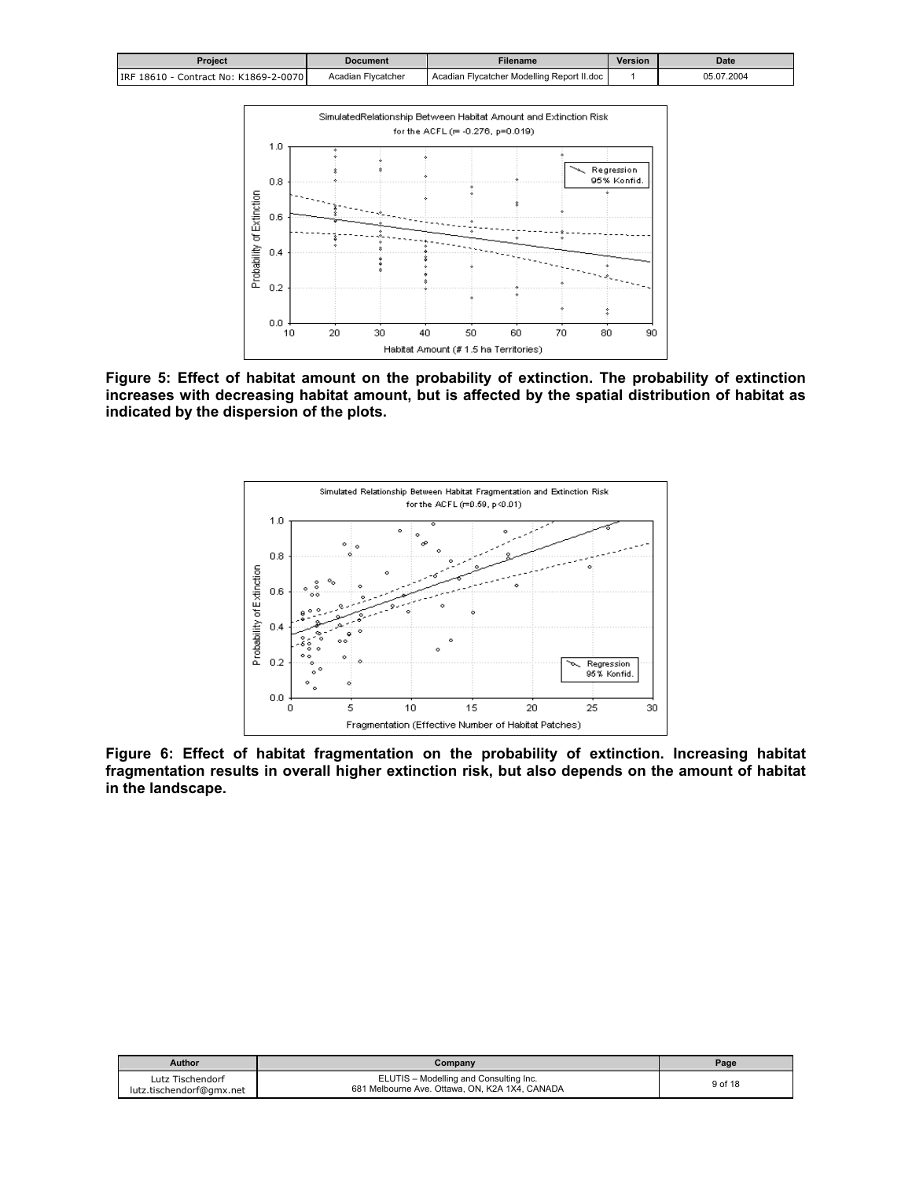**Figure 5: Effect of habitat amount on the probability of extinction. The probability of extinction increases with decreasing habitat amount, but is affected by the spatial distribution of habitat as indicated by the dispersion of the plots.**

**Figure 6: Effect of habitat fragmentation on the probability of extinction. Increasing habitat fragmentation results in overall higher extinction risk, but also depends on the amount of habitat in the landscape.**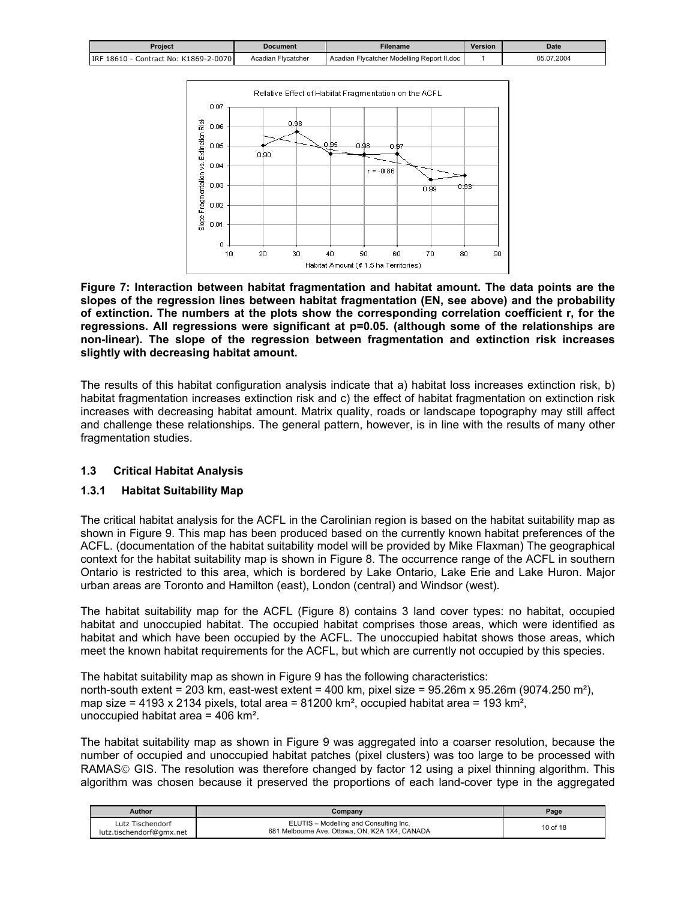Relative Effect of Habitat Fragmentation on the ACFL

Figure 7: Interaction between habitat fragmentation and habitat amount. The data points are the slopes of the regression lines between habitat fragmentation (EN, see above) and the probability of extinction. The numbers at the plots show the corresponding correlation coefficient r, for the regressions. All regressions were significant at p=0.05. (although some of the relationships are non-linear). The slope of the regression between fragmentation and extinction risk increases slightly with decreasing habitat amount.

The results of this habitat configuration analysis indicate that a) habitat loss increases extinction risk, b) habitat fragmentation increases extinction risk and c) the effect of habitat fragmentation on extinction risk increases with decreasing habitat amount. Matrix quality, roads or landscape topography may still affect and challenge these relationships. The general pattern, however, is in line with the results of many other fragmentation studies.

### 1.3 Critical Habitat Analysis

#### 1.3.1 Habitat Suitability Map

The critical habitat analysis for the ACFL in the Carolinian region is based on the habitat suitability map as shown in Figure 9. This map has been produced based on the currently known habitat preferences of the ACFL. (documentation of the habitat suitability model will be provided by Mike Flaxman) The geographical context for the habitat suitability map is shown in Figure 8. The occurrence range of the ACFL in southern Ontario is restricted to this area, which is bordered by Lake Ontario, Lake Erie and Lake Huron. Major urban areas are Toronto and Hamilton (east), London (central) and Windsor (west).

The habitat suitability map for the ACFL (Figure 8) contains 3 land cover types: no habitat, occupied habitat and unoccupied habitat. The occupied habitat comprises those areas, which were identified as habitat and which have been occupied by the ACFL. The unoccupied habitat shows those areas, which meet the known habitat requirements for the ACFL, but which are currently not occupied by this species.

The habitat suitability map as shown in Figure 9 has the following characteristics:
north-south extent = 203 km, east-west extent = 400 km, pixel size = 95.26m x 95.26m (9074.250 m²),
map size = 4193 x 2134 pixels, total area = 81200 km², occupied habitat area = 193 km²,
unoccupied habitat area = 406 km².

The habitat suitability map as shown in Figure 9 was aggregated into a coarser resolution, because the number of occupied and unoccupied habitat patches (pixel clusters) was too large to be processed with RAMAS© GIS. The resolution was therefore changed by factor 12 using a pixel thinning algorithm. This algorithm was chosen because it preserved the proportions of each land-cover type in the aggregated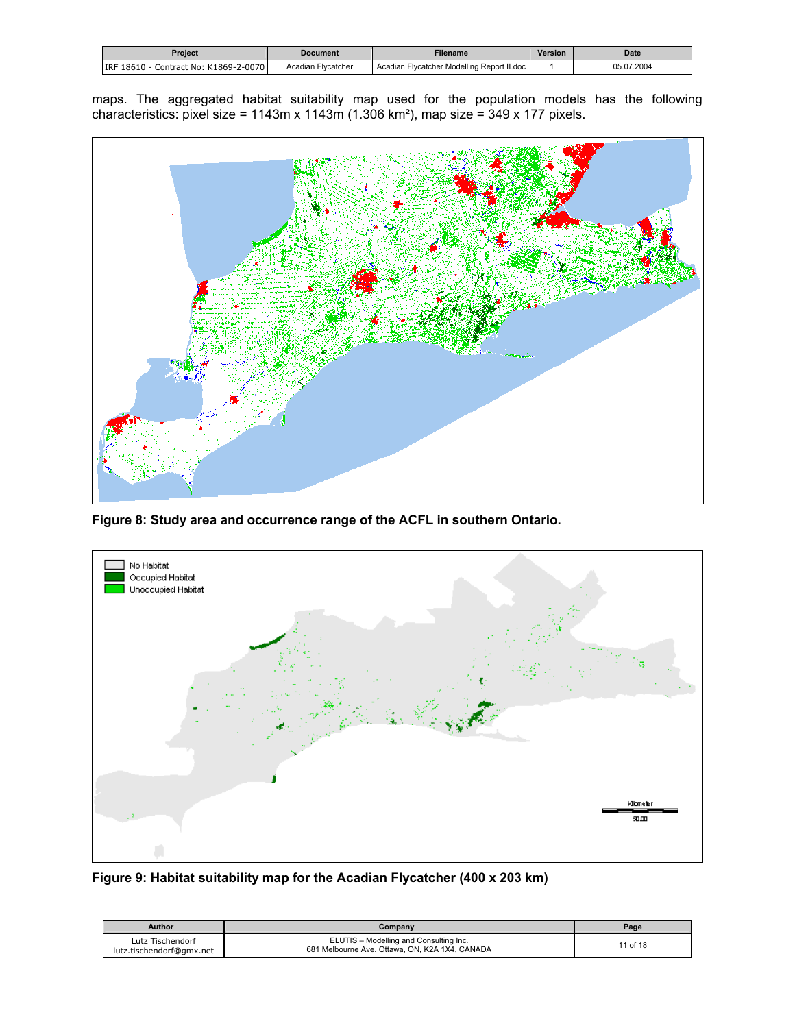maps. The aggregated habitat suitability map used for the population models has the following characteristics: pixel size = 1143m x 1143m (1.306 km²), map size = 349 x 177 pixels.

**Figure 8: Study area and occurrence range of the ACFL in southern Ontario.**

**Figure 9: Habitat suitability map for the Acadian Flycatcher (400 x 203 km)**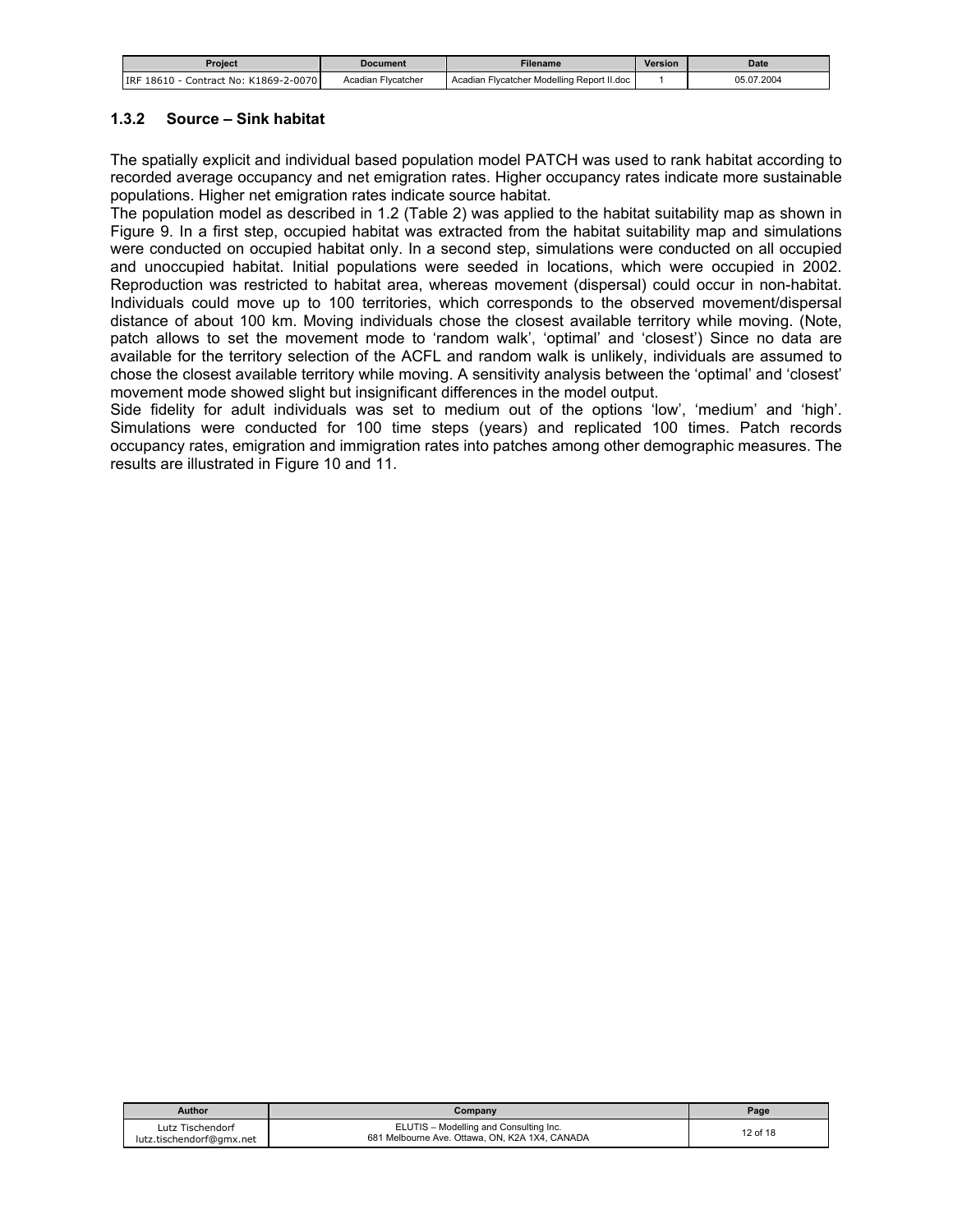### 1.3.2 Source – Sink habitat

The spatially explicit and individual based population model PATCH was used to rank habitat according to recorded average occupancy and net emigration rates. Higher occupancy rates indicate more sustainable populations. Higher net emigration rates indicate source habitat.

The population model as described in 1.2 (Table 2) was applied to the habitat suitability map as shown in Figure 9. In a first step, occupied habitat was extracted from the habitat suitability map and simulations were conducted on occupied habitat only. In a second step, simulations were conducted on all occupied and unoccupied habitat. Initial populations were seeded in locations, which were occupied in 2002. Reproduction was restricted to habitat area, whereas movement (dispersal) could occur in non-habitat. Individuals could move up to 100 territories, which corresponds to the observed movement/dispersal distance of about 100 km. Moving individuals chose the closest available territory while moving. (Note, patch allows to set the movement mode to 'random walk', 'optimal' and 'closest') Since no data are available for the territory selection of the ACFL and random walk is unlikely, individuals are assumed to chose the closest available territory while moving. A sensitivity analysis between the 'optimal' and 'closest' movement mode showed slight but insignificant differences in the model output.

Side fidelity for adult individuals was set to medium out of the options 'low', 'medium' and 'high'. Simulations were conducted for 100 time steps (years) and replicated 100 times. Patch records occupancy rates, emigration and immigration rates into patches among other demographic measures. The results are illustrated in Figure 10 and 11.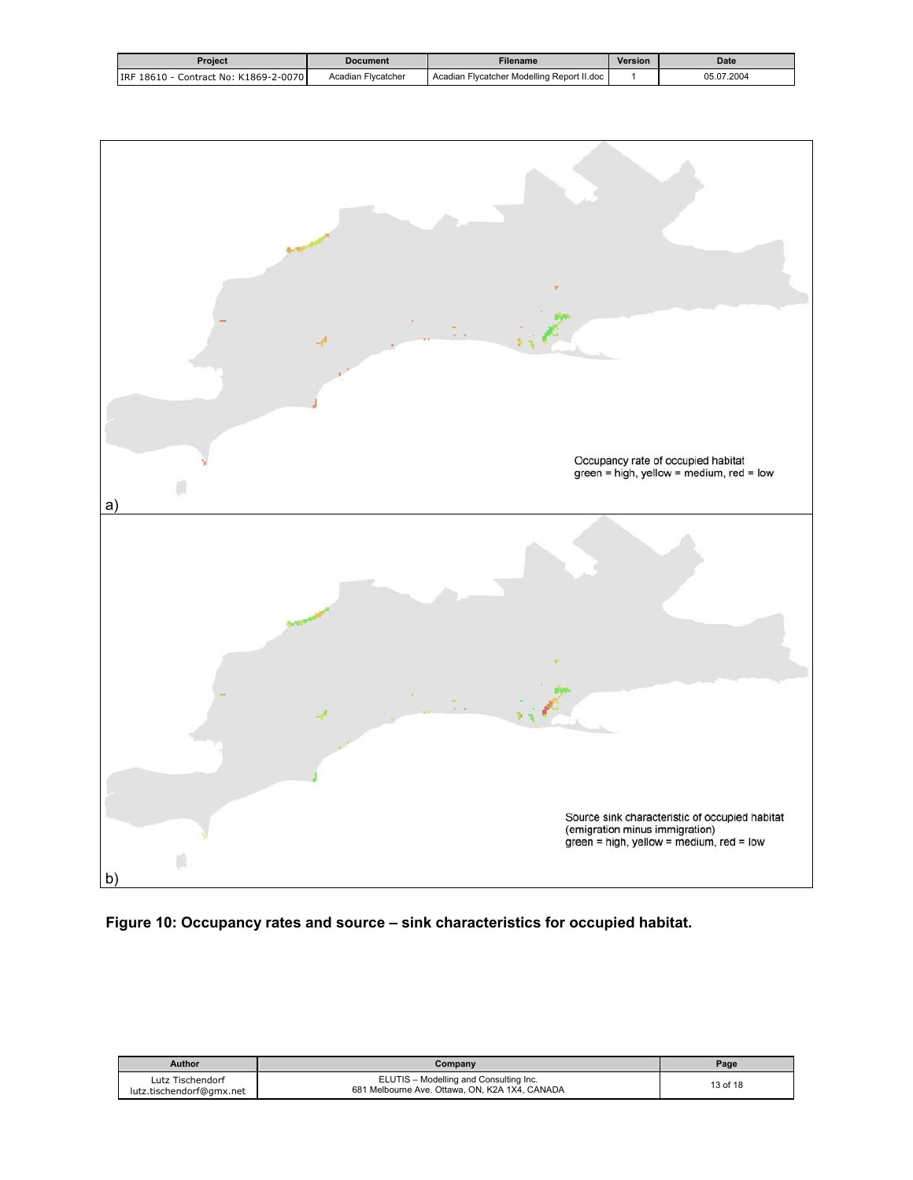Occupancy rate of occupied habitat
green = high, yellow = medium, red = low

a)

Source sink characteristic of occupied habitat
(emigration minus immigration)
green = high, yellow = medium, red = low

b)

**Figure 10: Occupancy rates and source – sink characteristics for occupied habitat.**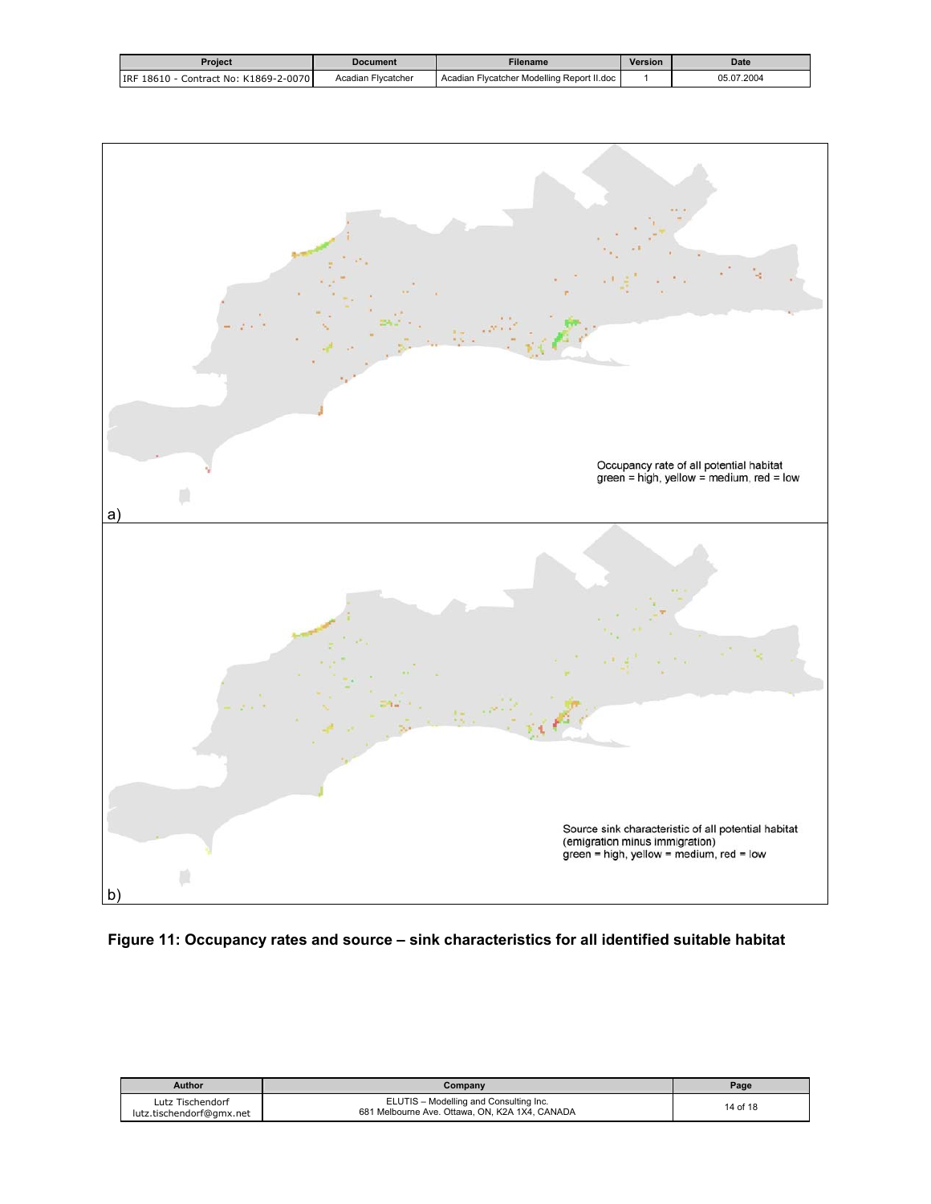Occupancy rate of all potential habitat
green = high, yellow = medium, red = low

a)

Source sink characteristic of all potential habitat
(emigration minus immigration)
green = high, yellow = medium, red = low

b)

**Figure 11: Occupancy rates and source – sink characteristics for all identified suitable habitat**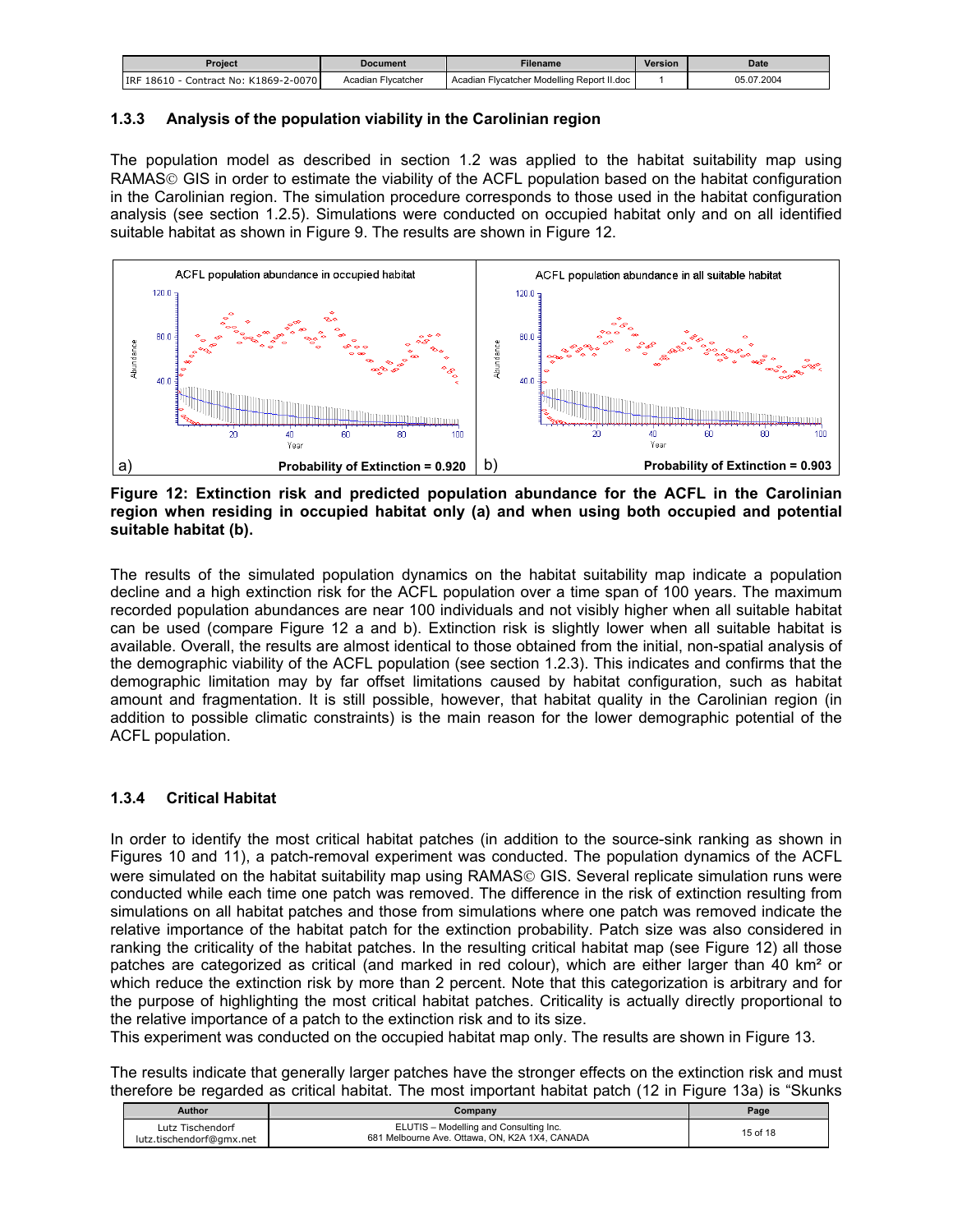### 1.3.3 Analysis of the population viability in the Carolinian region

The population model as described in section 1.2 was applied to the habitat suitability map using RAMAS© GIS in order to estimate the viability of the ACFL population based on the habitat configuration in the Carolinian region. The simulation procedure corresponds to those used in the habitat configuration analysis (see section 1.2.5). Simulations were conducted on occupied habitat only and on all identified suitable habitat as shown in Figure 9. The results are shown in Figure 12.

a) ACFL population abundance in occupied habitat — Probability of Extinction = 0.920

b) ACFL population abundance in all suitable habitat — Probability of Extinction = 0.903

**Figure 12: Extinction risk and predicted population abundance for the ACFL in the Carolinian region when residing in occupied habitat only (a) and when using both occupied and potential suitable habitat (b).**

The results of the simulated population dynamics on the habitat suitability map indicate a population decline and a high extinction risk for the ACFL population over a time span of 100 years. The maximum recorded population abundances are near 100 individuals and not visibly higher when all suitable habitat can be used (compare Figure 12 a and b). Extinction risk is slightly lower when all suitable habitat is available. Overall, the results are almost identical to those obtained from the initial, non-spatial analysis of the demographic viability of the ACFL population (see section 1.2.3). This indicates and confirms that the demographic limitation may by far offset limitations caused by habitat configuration, such as habitat amount and fragmentation. It is still possible, however, that habitat quality in the Carolinian region (in addition to possible climatic constraints) is the main reason for the lower demographic potential of the ACFL population.

### 1.3.4 Critical Habitat

In order to identify the most critical habitat patches (in addition to the source-sink ranking as shown in Figures 10 and 11), a patch-removal experiment was conducted. The population dynamics of the ACFL were simulated on the habitat suitability map using RAMAS© GIS. Several replicate simulation runs were conducted while each time one patch was removed. The difference in the risk of extinction resulting from simulations on all habitat patches and those from simulations where one patch was removed indicate the relative importance of the habitat patch for the extinction probability. Patch size was also considered in ranking the criticality of the habitat patches. In the resulting critical habitat map (see Figure 12) all those patches are categorized as critical (and marked in red colour), which are either larger than 40 km² or which reduce the extinction risk by more than 2 percent. Note that this categorization is arbitrary and for the purpose of highlighting the most critical habitat patches. Criticality is actually directly proportional to the relative importance of a patch to the extinction risk and to its size.
This experiment was conducted on the occupied habitat map only. The results are shown in Figure 13.

The results indicate that generally larger patches have the stronger effects on the extinction risk and must therefore be regarded as critical habitat. The most important habitat patch (12 in Figure 13a) is "Skunks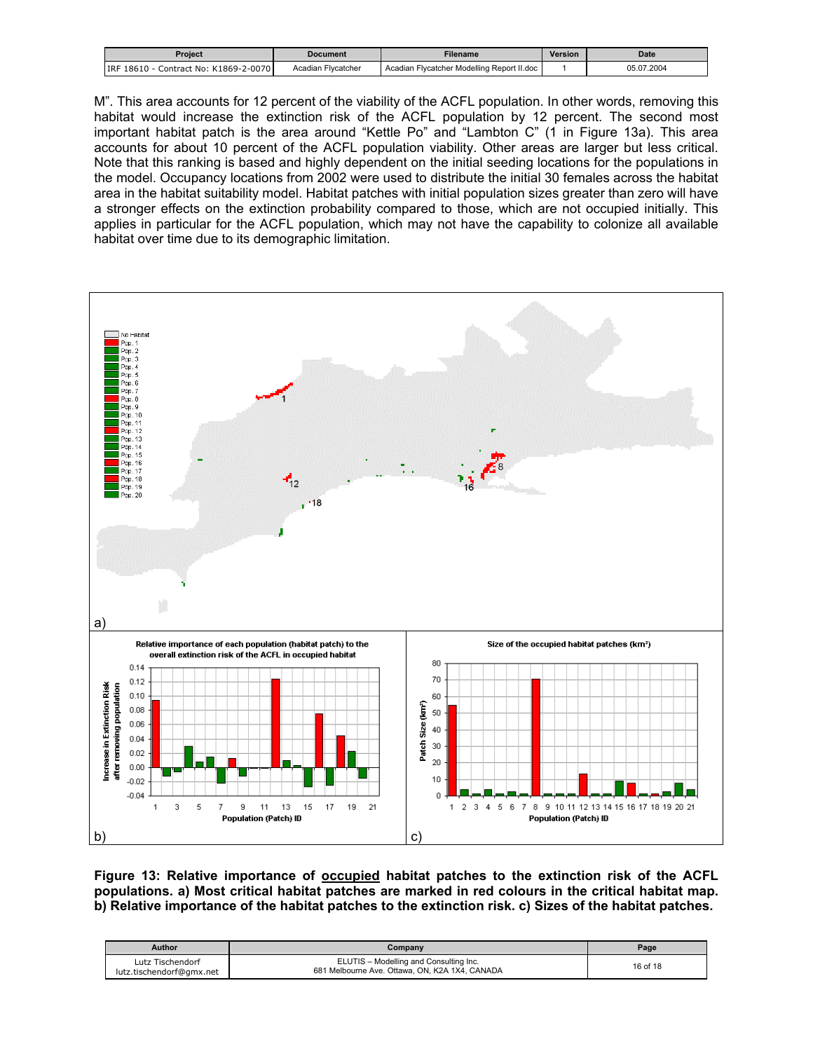M". This area accounts for 12 percent of the viability of the ACFL population. In other words, removing this habitat would increase the extinction risk of the ACFL population by 12 percent. The second most important habitat patch is the area around "Kettle Po" and "Lambton C" (1 in Figure 13a). This area accounts for about 10 percent of the ACFL population viability. Other areas are larger but less critical. Note that this ranking is based and highly dependent on the initial seeding locations for the populations in the model. Occupancy locations from 2002 were used to distribute the initial 30 females across the habitat area in the habitat suitability model. Habitat patches with initial population sizes greater than zero will have a stronger effects on the extinction probability compared to those, which are not occupied initially. This applies in particular for the ACFL population, which may not have the capability to colonize all available habitat over time due to its demographic limitation.

**Figure 13: Relative importance of <u>occupied</u> habitat patches to the extinction risk of the ACFL populations. a) Most critical habitat patches are marked in red colours in the critical habitat map. b) Relative importance of the habitat patches to the extinction risk. c) Sizes of the habitat patches.**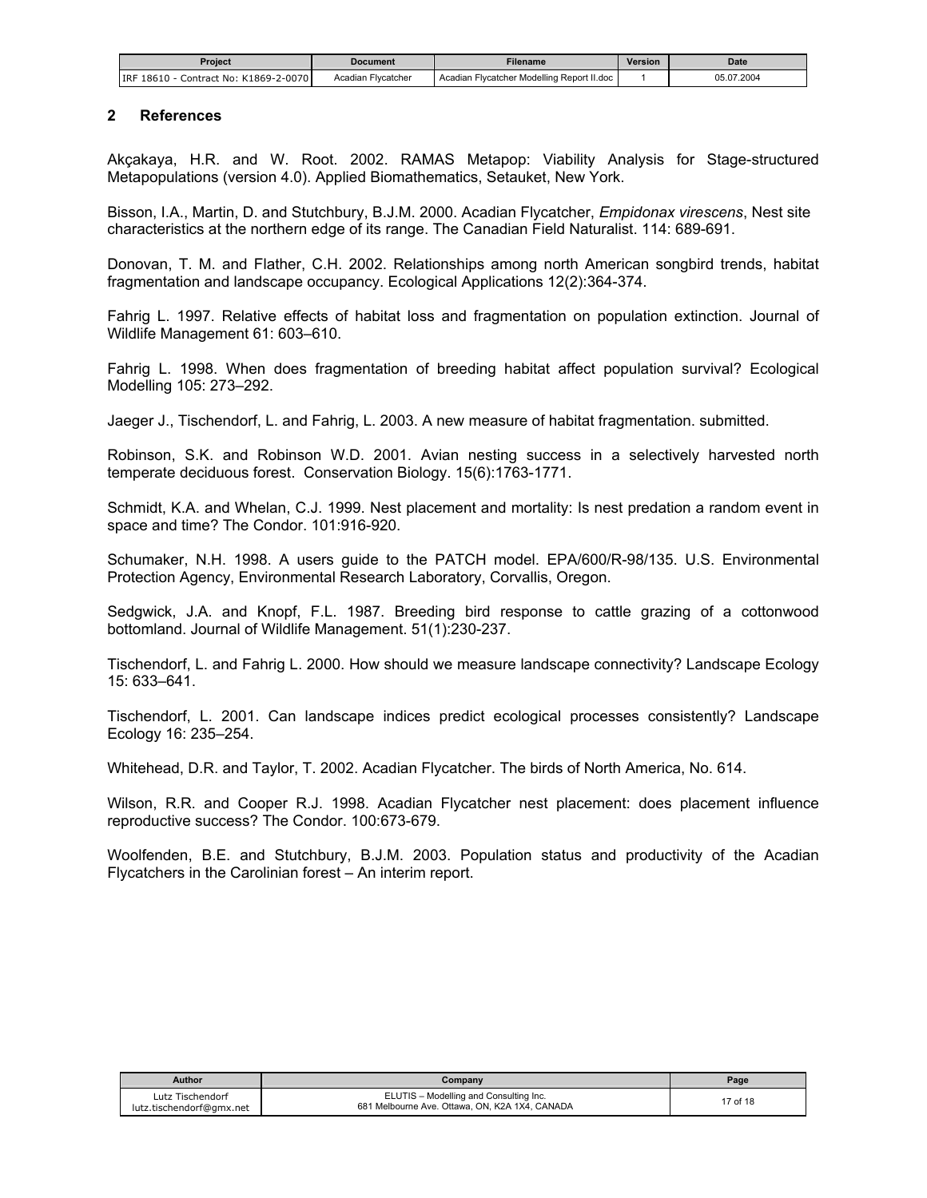## 2 References

Akçakaya, H.R. and W. Root. 2002. RAMAS Metapop: Viability Analysis for Stage-structured Metapopulations (version 4.0). Applied Biomathematics, Setauket, New York.

Bisson, I.A., Martin, D. and Stutchbury, B.J.M. 2000. Acadian Flycatcher, *Empidonax virescens*, Nest site characteristics at the northern edge of its range. The Canadian Field Naturalist. 114: 689-691.

Donovan, T. M. and Flather, C.H. 2002. Relationships among north American songbird trends, habitat fragmentation and landscape occupancy. Ecological Applications 12(2):364-374.

Fahrig L. 1997. Relative effects of habitat loss and fragmentation on population extinction. Journal of Wildlife Management 61: 603–610.

Fahrig L. 1998. When does fragmentation of breeding habitat affect population survival? Ecological Modelling 105: 273–292.

Jaeger J., Tischendorf, L. and Fahrig, L. 2003. A new measure of habitat fragmentation. submitted.

Robinson, S.K. and Robinson W.D. 2001. Avian nesting success in a selectively harvested north temperate deciduous forest. Conservation Biology. 15(6):1763-1771.

Schmidt, K.A. and Whelan, C.J. 1999. Nest placement and mortality: Is nest predation a random event in space and time? The Condor. 101:916-920.

Schumaker, N.H. 1998. A users guide to the PATCH model. EPA/600/R-98/135. U.S. Environmental Protection Agency, Environmental Research Laboratory, Corvallis, Oregon.

Sedgwick, J.A. and Knopf, F.L. 1987. Breeding bird response to cattle grazing of a cottonwood bottomland. Journal of Wildlife Management. 51(1):230-237.

Tischendorf, L. and Fahrig L. 2000. How should we measure landscape connectivity? Landscape Ecology 15: 633–641.

Tischendorf, L. 2001. Can landscape indices predict ecological processes consistently? Landscape Ecology 16: 235–254.

Whitehead, D.R. and Taylor, T. 2002. Acadian Flycatcher. The birds of North America, No. 614.

Wilson, R.R. and Cooper R.J. 1998. Acadian Flycatcher nest placement: does placement influence reproductive success? The Condor. 100:673-679.

Woolfenden, B.E. and Stutchbury, B.J.M. 2003. Population status and productivity of the Acadian Flycatchers in the Carolinian forest – An interim report.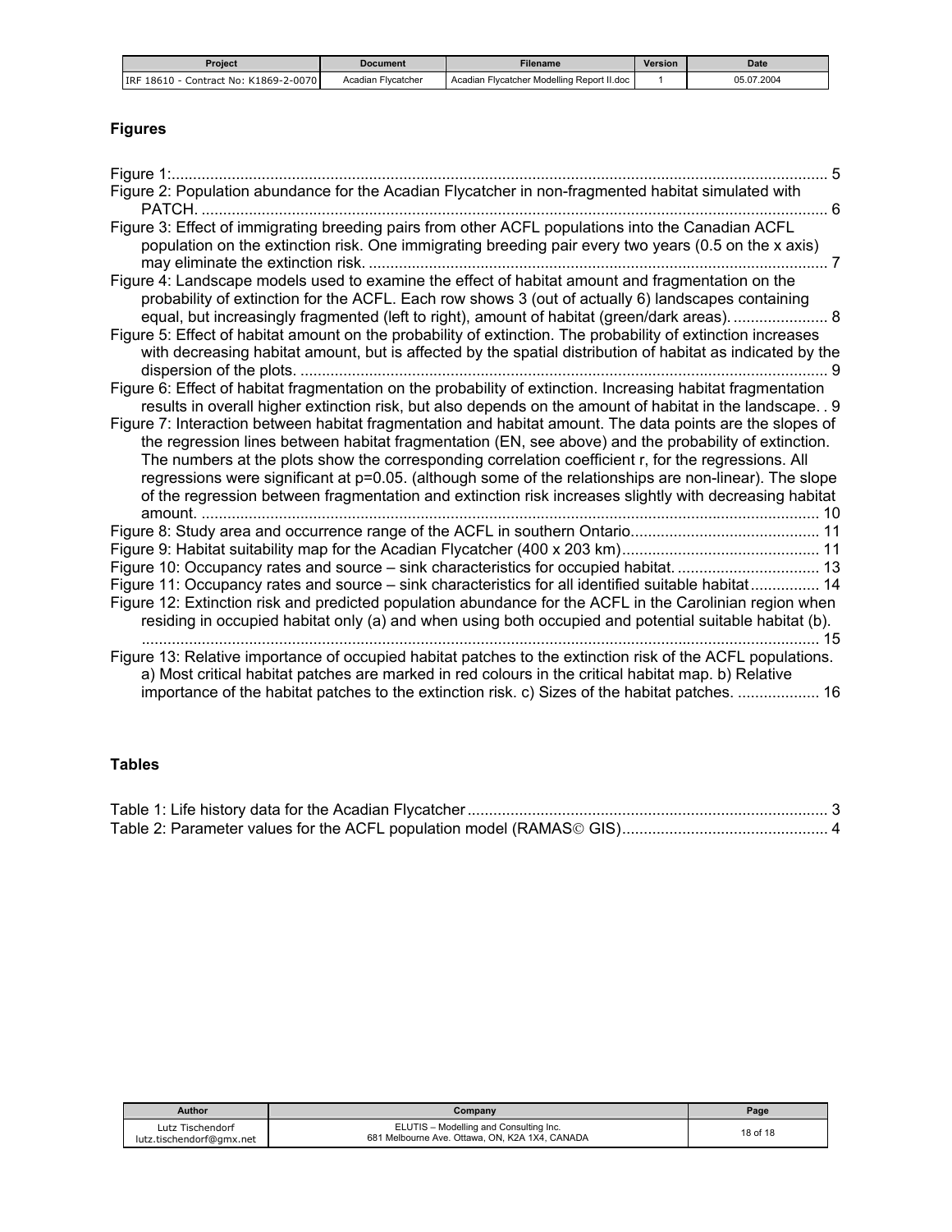## Figures

Figure 1: ........................................................................................................................................... 5
Figure 2: Population abundance for the Acadian Flycatcher in non-fragmented habitat simulated with PATCH. ................................................................................................................................... 6
Figure 3: Effect of immigrating breeding pairs from other ACFL populations into the Canadian ACFL population on the extinction risk. One immigrating breeding pair every two years (0.5 on the x axis) may eliminate the extinction risk. .......................................................................................... 7
Figure 4: Landscape models used to examine the effect of habitat amount and fragmentation on the probability of extinction for the ACFL. Each row shows 3 (out of actually 6) landscapes containing equal, but increasingly fragmented (left to right), amount of habitat (green/dark areas). ...................... 8
Figure 5: Effect of habitat amount on the probability of extinction. The probability of extinction increases with decreasing habitat amount, but is affected by the spatial distribution of habitat as indicated by the dispersion of the plots. ......................................................................................................... 9
Figure 6: Effect of habitat fragmentation on the probability of extinction. Increasing habitat fragmentation results in overall higher extinction risk, but also depends on the amount of habitat in the landscape. . 9
Figure 7: Interaction between habitat fragmentation and habitat amount. The data points are the slopes of the regression lines between habitat fragmentation (EN, see above) and the probability of extinction. The numbers at the plots show the corresponding correlation coefficient r, for the regressions. All regressions were significant at p=0.05. (although some of the relationships are non-linear). The slope of the regression between fragmentation and extinction risk increases slightly with decreasing habitat amount. ............................................................................................................................... 10
Figure 8: Study area and occurrence range of the ACFL in southern Ontario........................................... 11
Figure 9: Habitat suitability map for the Acadian Flycatcher (400 x 203 km)............................................. 11
Figure 10: Occupancy rates and source – sink characteristics for occupied habitat. ................................. 13
Figure 11: Occupancy rates and source – sink characteristics for all identified suitable habitat................ 14
Figure 12: Extinction risk and predicted population abundance for the ACFL in the Carolinian region when residing in occupied habitat only (a) and when using both occupied and potential suitable habitat (b). ........................................................................................................................................... 15
Figure 13: Relative importance of occupied habitat patches to the extinction risk of the ACFL populations. a) Most critical habitat patches are marked in red colours in the critical habitat map. b) Relative importance of the habitat patches to the extinction risk. c) Sizes of the habitat patches. ................... 16

## Tables

Table 1: Life history data for the Acadian Flycatcher .................................................................................... 3
Table 2: Parameter values for the ACFL population model (RAMAS© GIS)................................................ 4